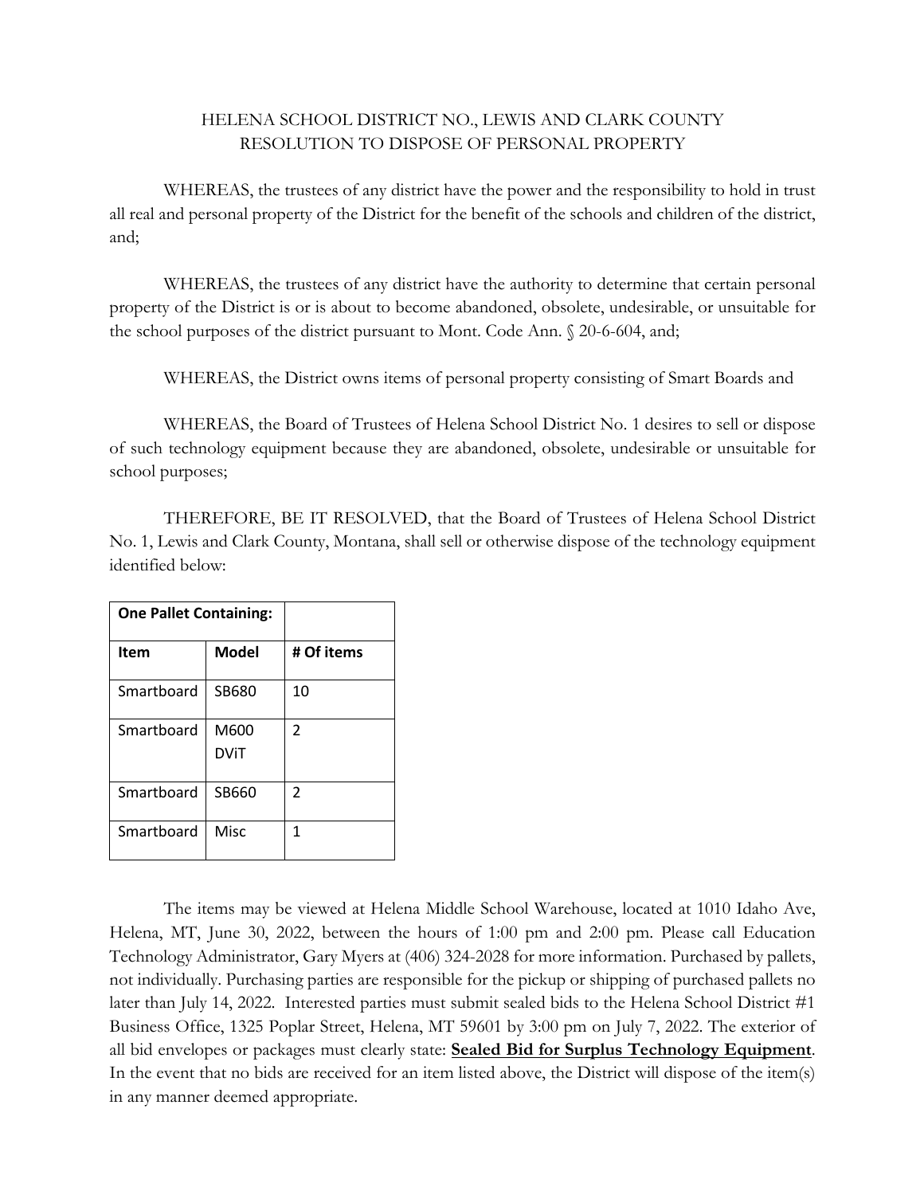# HELENA SCHOOL DISTRICT NO., LEWIS AND CLARK COUNTY
# RESOLUTION TO DISPOSE OF PERSONAL PROPERTY

WHEREAS, the trustees of any district have the power and the responsibility to hold in trust all real and personal property of the District for the benefit of the schools and children of the district, and;

WHEREAS, the trustees of any district have the authority to determine that certain personal property of the District is or is about to become abandoned, obsolete, undesirable, or unsuitable for the school purposes of the district pursuant to Mont. Code Ann. § 20-6-604, and;

WHEREAS, the District owns items of personal property consisting of Smart Boards and

WHEREAS, the Board of Trustees of Helena School District No. 1 desires to sell or dispose of such technology equipment because they are abandoned, obsolete, undesirable or unsuitable for school purposes;

THEREFORE, BE IT RESOLVED, that the Board of Trustees of Helena School District No. 1, Lewis and Clark County, Montana, shall sell or otherwise dispose of the technology equipment identified below:

| **One Pallet Containing:** | | |
|---|---|---|
| **Item** | **Model** | **# Of items** |
| Smartboard | SB680 | 10 |
| Smartboard | M600 DViT | 2 |
| Smartboard | SB660 | 2 |
| Smartboard | Misc | 1 |

The items may be viewed at Helena Middle School Warehouse, located at 1010 Idaho Ave, Helena, MT, June 30, 2022, between the hours of 1:00 pm and 2:00 pm. Please call Education Technology Administrator, Gary Myers at (406) 324-2028 for more information. Purchased by pallets, not individually. Purchasing parties are responsible for the pickup or shipping of purchased pallets no later than July 14, 2022. Interested parties must submit sealed bids to the Helena School District #1 Business Office, 1325 Poplar Street, Helena, MT 59601 by 3:00 pm on July 7, 2022. The exterior of all bid envelopes or packages must clearly state: **Sealed Bid for Surplus Technology Equipment**. In the event that no bids are received for an item listed above, the District will dispose of the item(s) in any manner deemed appropriate.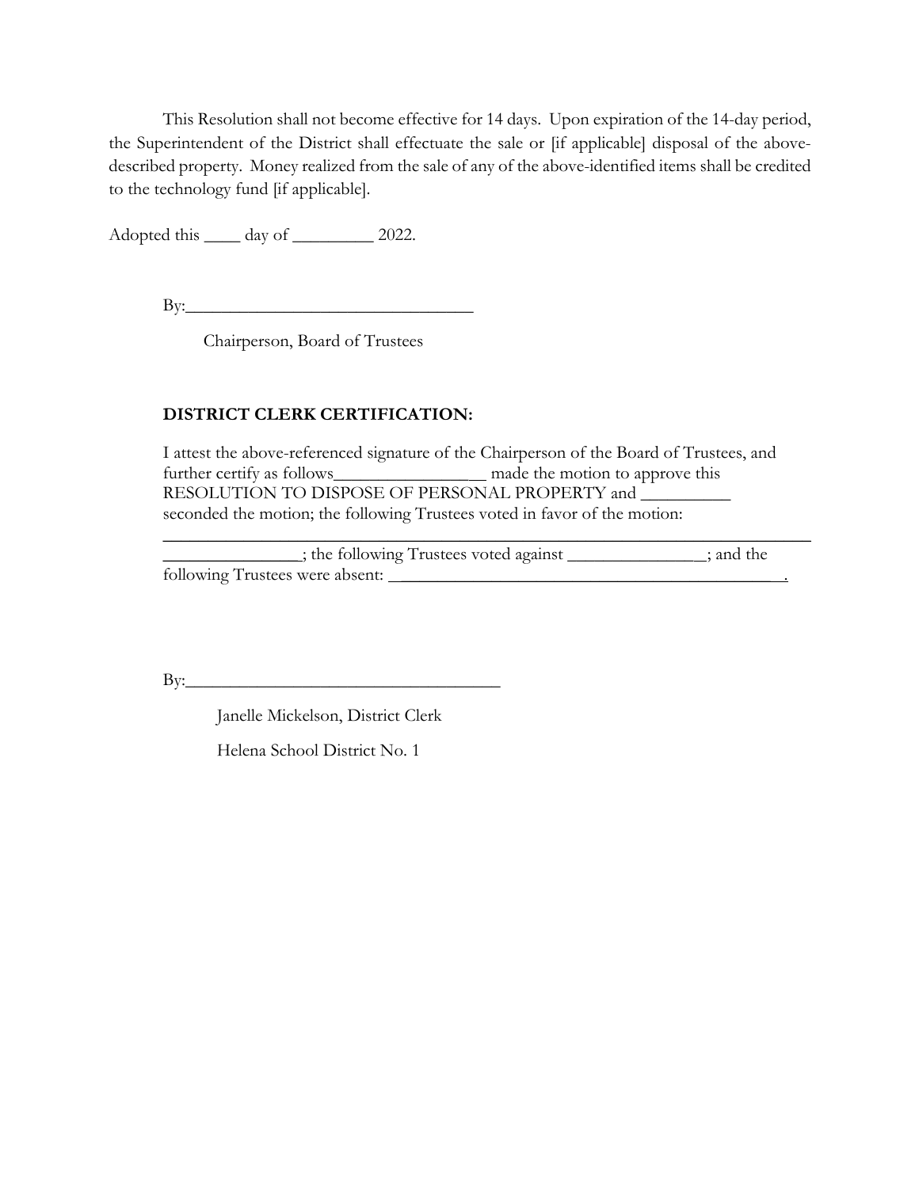This Resolution shall not become effective for 14 days. Upon expiration of the 14-day period, the Superintendent of the District shall effectuate the sale or [if applicable] disposal of the above-described property. Money realized from the sale of any of the above-identified items shall be credited to the technology fund [if applicable].

Adopted this ____ day of _________ 2022.

By:________________________________

Chairperson, Board of Trustees

**DISTRICT CLERK CERTIFICATION:**

I attest the above-referenced signature of the Chairperson of the Board of Trustees, and further certify as follows_________________ made the motion to approve this RESOLUTION TO DISPOSE OF PERSONAL PROPERTY and __________ seconded the motion; the following Trustees voted in favor of the motion: ____________________________________________________________________________ _______________; the following Trustees voted against ________________; and the following Trustees were absent: ______________________________________________.

By:____________________________________

Janelle Mickelson, District Clerk

Helena School District No. 1